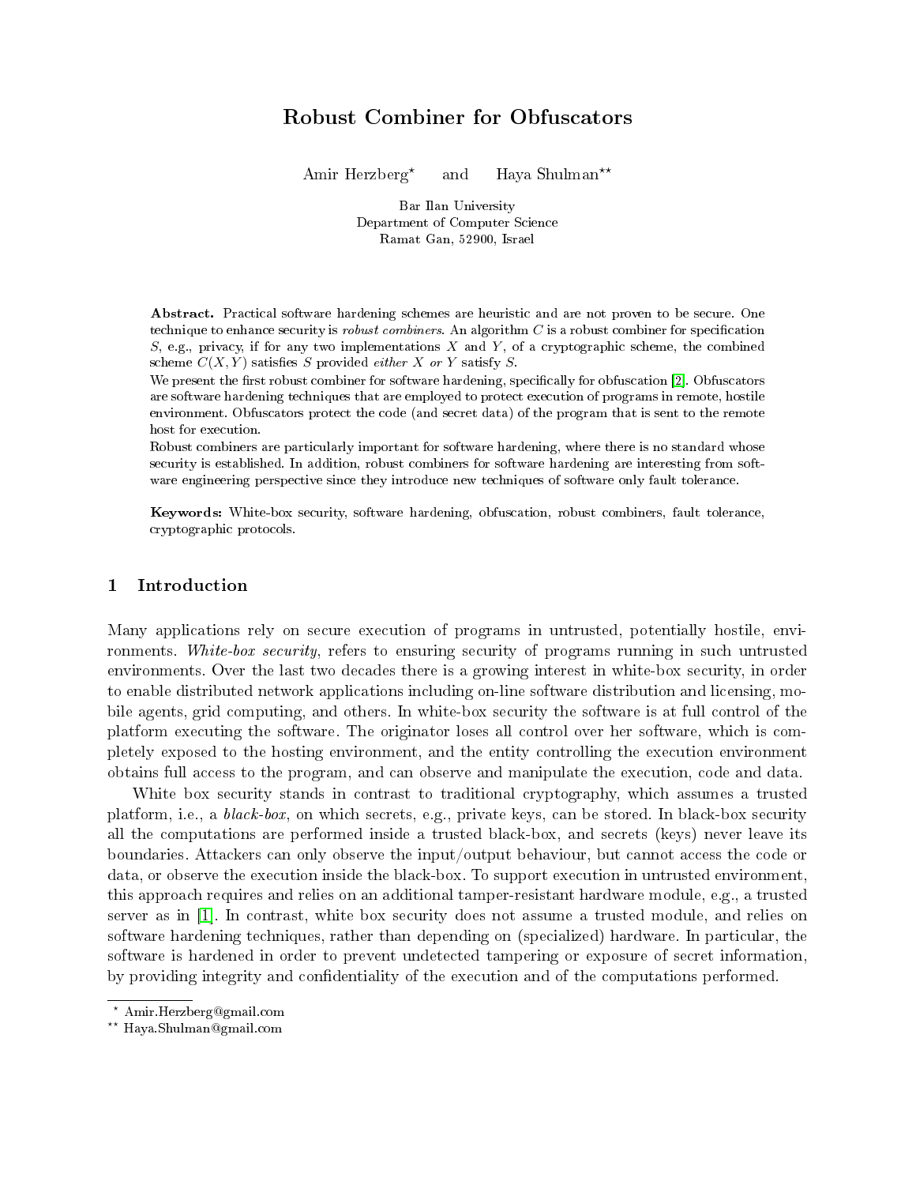／# Robust Combiner for Obfuscators

Amir Herzberg* and Haya Shulman**

Bar Ilan University
Department of Computer Science
Ramat Gan, 52900, Israel

**Abstract.** Practical software hardening schemes are heuristic and are not proven to be secure. One technique to enhance security is *robust combiners*. An algorithm $C$ is a robust combiner for specification $S$, e.g., privacy, if for any two implementations $X$ and $Y$, of a cryptographic scheme, the combined scheme $C(X, Y)$ satisfies $S$ provided *either* $X$ *or* $Y$ satisfy $S$.
We present the first robust combiner for software hardening, specifically for obfuscation [2]. Obfuscators are software hardening techniques that are employed to protect execution of programs in remote, hostile environment. Obfuscators protect the code (and secret data) of the program that is sent to the remote host for execution.
Robust combiners are particularly important for software hardening, where there is no standard whose security is established. In addition, robust combiners for software hardening are interesting from software engineering perspective since they introduce new techniques of software only fault tolerance.

**Keywords:** White-box security, software hardening, obfuscation, robust combiners, fault tolerance, cryptographic protocols.

## 1 Introduction

Many applications rely on secure execution of programs in untrusted, potentially hostile, environments. *White-box security*, refers to ensuring security of programs running in such untrusted environments. Over the last two decades there is a growing interest in white-box security, in order to enable distributed network applications including on-line software distribution and licensing, mobile agents, grid computing, and others. In white-box security the software is at full control of the platform executing the software. The originator loses all control over her software, which is completely exposed to the hosting environment, and the entity controlling the execution environment obtains full access to the program, and can observe and manipulate the execution, code and data.

White box security stands in contrast to traditional cryptography, which assumes a trusted platform, i.e., a *black-box*, on which secrets, e.g., private keys, can be stored. In black-box security all the computations are performed inside a trusted black-box, and secrets (keys) never leave its boundaries. Attackers can only observe the input/output behaviour, but cannot access the code or data, or observe the execution inside the black-box. To support execution in untrusted environment, this approach requires and relies on an additional tamper-resistant hardware module, e.g., a trusted server as in [1]. In contrast, white box security does not assume a trusted module, and relies on software hardening techniques, rather than depending on (specialized) hardware. In particular, the software is hardened in order to prevent undetected tampering or exposure of secret information, by providing integrity and confidentiality of the execution and of the computations performed.

* Amir.Herzberg@gmail.com
** Haya.Shulman@gmail.com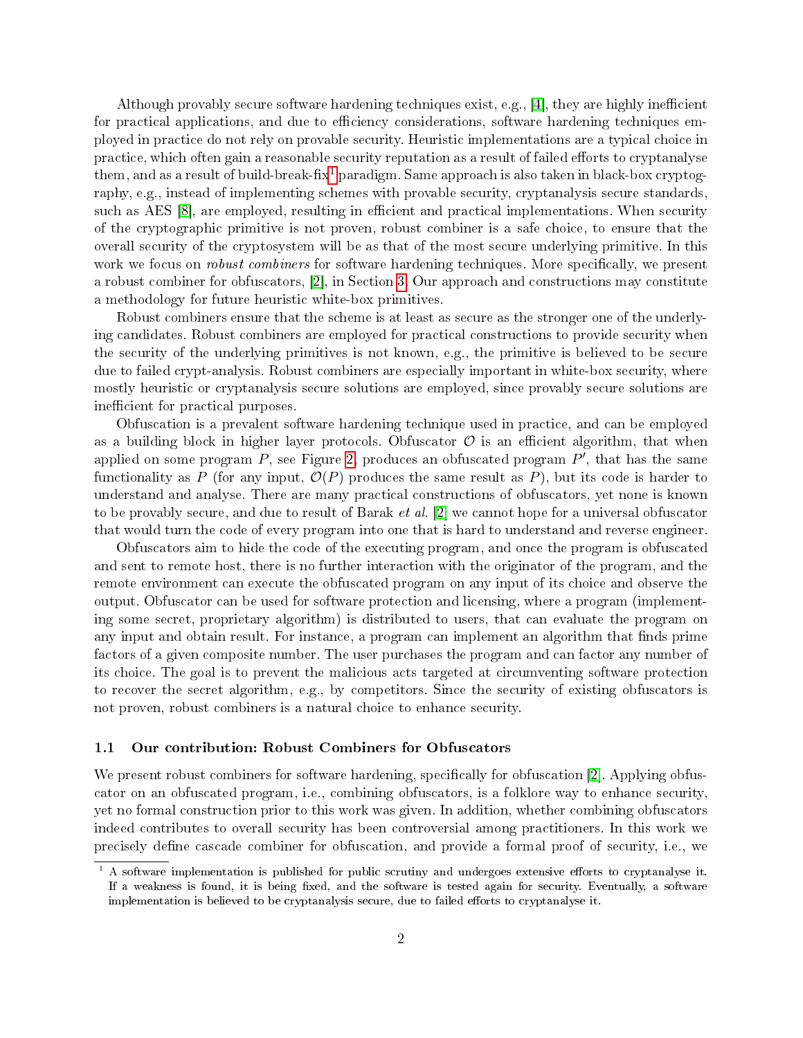Although provably secure software hardening techniques exist, e.g., [4], they are highly inefficient for practical applications, and due to efficiency considerations, software hardening techniques employed in practice do not rely on provable security. Heuristic implementations are a typical choice in practice, which often gain a reasonable security reputation as a result of failed efforts to cryptanalyse them, and as a result of build-break-fix[1] paradigm. Same approach is also taken in black-box cryptography, e.g., instead of implementing schemes with provable security, cryptanalysis secure standards, such as AES [8], are employed, resulting in efficient and practical implementations. When security of the cryptographic primitive is not proven, robust combiner is a safe choice, to ensure that the overall security of the cryptosystem will be as that of the most secure underlying primitive. In this work we focus on *robust combiners* for software hardening techniques. More specifically, we present a robust combiner for obfuscators, [2], in Section 3. Our approach and constructions may constitute a methodology for future heuristic white-box primitives.

Robust combiners ensure that the scheme is at least as secure as the stronger one of the underlying candidates. Robust combiners are employed for practical constructions to provide security when the security of the underlying primitives is not known, e.g., the primitive is believed to be secure due to failed crypt-analysis. Robust combiners are especially important in white-box security, where mostly heuristic or cryptanalysis secure solutions are employed, since provably secure solutions are inefficient for practical purposes.

Obfuscation is a prevalent software hardening technique used in practice, and can be employed as a building block in higher layer protocols. Obfuscator $\mathcal{O}$ is an efficient algorithm, that when applied on some program $P$, see Figure 2, produces an obfuscated program $P'$, that has the same functionality as $P$ (for any input, $\mathcal{O}(P)$ produces the same result as $P$), but its code is harder to understand and analyse. There are many practical constructions of obfuscators, yet none is known to be provably secure, and due to result of Barak *et al.* [2] we cannot hope for a universal obfuscator that would turn the code of every program into one that is hard to understand and reverse engineer.

Obfuscators aim to hide the code of the executing program, and once the program is obfuscated and sent to remote host, there is no further interaction with the originator of the program, and the remote environment can execute the obfuscated program on any input of its choice and observe the output. Obfuscator can be used for software protection and licensing, where a program (implementing some secret, proprietary algorithm) is distributed to users, that can evaluate the program on any input and obtain result. For instance, a program can implement an algorithm that finds prime factors of a given composite number. The user purchases the program and can factor any number of its choice. The goal is to prevent the malicious acts targeted at circumventing software protection to recover the secret algorithm, e.g., by competitors. Since the security of existing obfuscators is not proven, robust combiners is a natural choice to enhance security.

### 1.1 Our contribution: Robust Combiners for Obfuscators

We present robust combiners for software hardening, specifically for obfuscation [2]. Applying obfuscator on an obfuscated program, i.e., combining obfuscators, is a folklore way to enhance security, yet no formal construction prior to this work was given. In addition, whether combining obfuscators indeed contributes to overall security has been controversial among practitioners. In this work we precisely define cascade combiner for obfuscation, and provide a formal proof of security, i.e., we

[1] A software implementation is published for public scrutiny and undergoes extensive efforts to cryptanalyse it. If a weakness is found, it is being fixed, and the software is tested again for security. Eventually, a software implementation is believed to be cryptanalysis secure, due to failed efforts to cryptanalyse it.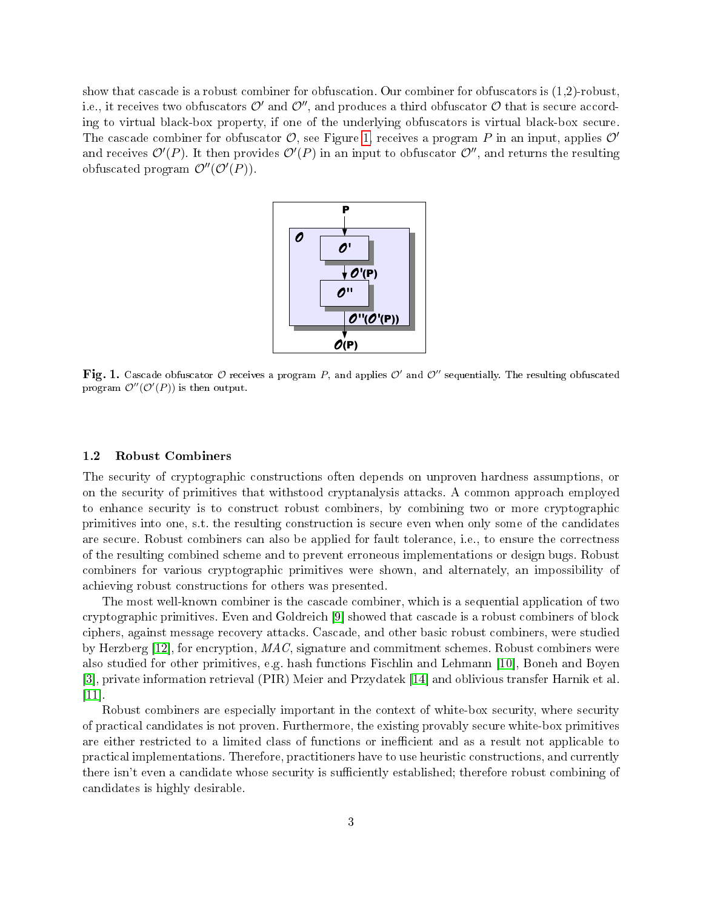show that cascade is a robust combiner for obfuscation. Our combiner for obfuscators is (1,2)-robust, i.e., it receives two obfuscators $\mathcal{O}'$ and $\mathcal{O}''$, and produces a third obfuscator $\mathcal{O}$ that is secure according to virtual black-box property, if one of the underlying obfuscators is virtual black-box secure. The cascade combiner for obfuscator $\mathcal{O}$, see Figure 1, receives a program $P$ in an input, applies $\mathcal{O}'$ and receives $\mathcal{O}'(P)$. It then provides $\mathcal{O}'(P)$ in an input to obfuscator $\mathcal{O}''$, and returns the resulting obfuscated program $\mathcal{O}''(\mathcal{O}'(P))$.

**Fig. 1.** Cascade obfuscator $\mathcal{O}$ receives a program $P$, and applies $\mathcal{O}'$ and $\mathcal{O}''$ sequentially. The resulting obfuscated program $\mathcal{O}''(\mathcal{O}'(P))$ is then output.

### 1.2 Robust Combiners

The security of cryptographic constructions often depends on unproven hardness assumptions, or on the security of primitives that withstood cryptanalysis attacks. A common approach employed to enhance security is to construct robust combiners, by combining two or more cryptographic primitives into one, s.t. the resulting construction is secure even when only some of the candidates are secure. Robust combiners can also be applied for fault tolerance, i.e., to ensure the correctness of the resulting combined scheme and to prevent erroneous implementations or design bugs. Robust combiners for various cryptographic primitives were shown, and alternately, an impossibility of achieving robust constructions for others was presented.

The most well-known combiner is the cascade combiner, which is a sequential application of two cryptographic primitives. Even and Goldreich [9] showed that cascade is a robust combiners of block ciphers, against message recovery attacks. Cascade, and other basic robust combiners, were studied by Herzberg [12], for encryption, *MAC*, signature and commitment schemes. Robust combiners were also studied for other primitives, e.g. hash functions Fischlin and Lehmann [10], Boneh and Boyen [3], private information retrieval (PIR) Meier and Przydatek [14] and oblivious transfer Harnik et al. [11].

Robust combiners are especially important in the context of white-box security, where security of practical candidates is not proven. Furthermore, the existing provably secure white-box primitives are either restricted to a limited class of functions or inefficient and as a result not applicable to practical implementations. Therefore, practitioners have to use heuristic constructions, and currently there isn't even a candidate whose security is sufficiently established; therefore robust combining of candidates is highly desirable.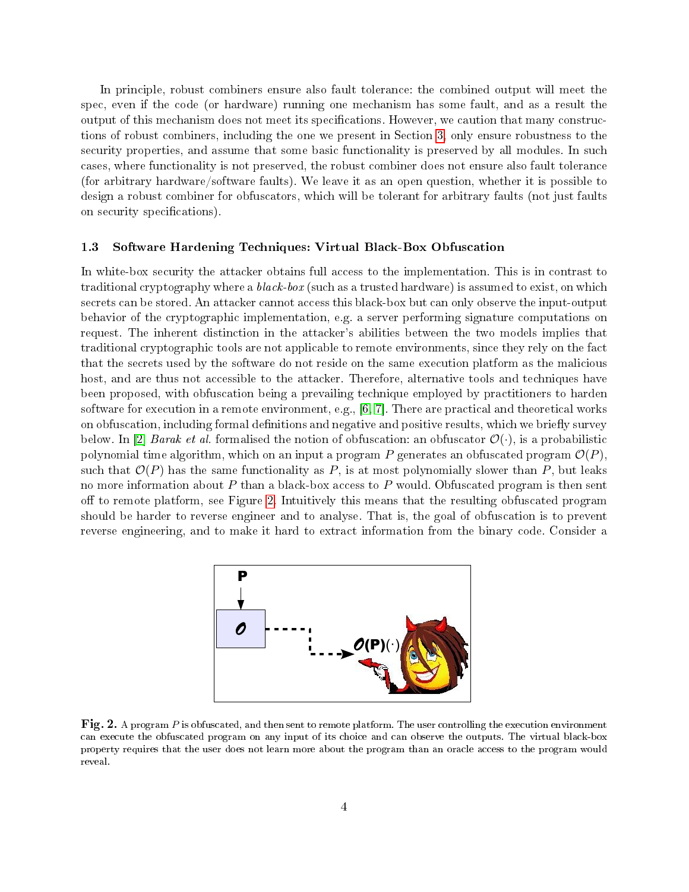In principle, robust combiners ensure also fault tolerance: the combined output will meet the spec, even if the code (or hardware) running one mechanism has some fault, and as a result the output of this mechanism does not meet its specifications. However, we caution that many constructions of robust combiners, including the one we present in Section 3, only ensure robustness to the security properties, and assume that some basic functionality is preserved by all modules. In such cases, where functionality is not preserved, the robust combiner does not ensure also fault tolerance (for arbitrary hardware/software faults). We leave it as an open question, whether it is possible to design a robust combiner for obfuscators, which will be tolerant for arbitrary faults (not just faults on security specifications).

### 1.3 Software Hardening Techniques: Virtual Black-Box Obfuscation

In white-box security the attacker obtains full access to the implementation. This is in contrast to traditional cryptography where a *black-box* (such as a trusted hardware) is assumed to exist, on which secrets can be stored. An attacker cannot access this black-box but can only observe the input-output behavior of the cryptographic implementation, e.g. a server performing signature computations on request. The inherent distinction in the attacker's abilities between the two models implies that traditional cryptographic tools are not applicable to remote environments, since they rely on the fact that the secrets used by the software do not reside on the same execution platform as the malicious host, and are thus not accessible to the attacker. Therefore, alternative tools and techniques have been proposed, with obfuscation being a prevailing technique employed by practitioners to harden software for execution in a remote environment, e.g., [6, 7]. There are practical and theoretical works on obfuscation, including formal definitions and negative and positive results, which we briefly survey below. In [2] *Barak et al.* formalised the notion of obfuscation: an obfuscator $\mathcal{O}(\cdot)$, is a probabilistic polynomial time algorithm, which on an input a program $P$ generates an obfuscated program $\mathcal{O}(P)$, such that $\mathcal{O}(P)$ has the same functionality as $P$, is at most polynomially slower than $P$, but leaks no more information about $P$ than a black-box access to $P$ would. Obfuscated program is then sent off to remote platform, see Figure 2. Intuitively this means that the resulting obfuscated program should be harder to reverse engineer and to analyse. That is, the goal of obfuscation is to prevent reverse engineering, and to make it hard to extract information from the binary code. Consider a

**Fig. 2.** A program $P$ is obfuscated, and then sent to remote platform. The user controlling the execution environment can execute the obfuscated program on any input of its choice and can observe the outputs. The virtual black-box property requires that the user does not learn more about the program than an oracle access to the program would reveal.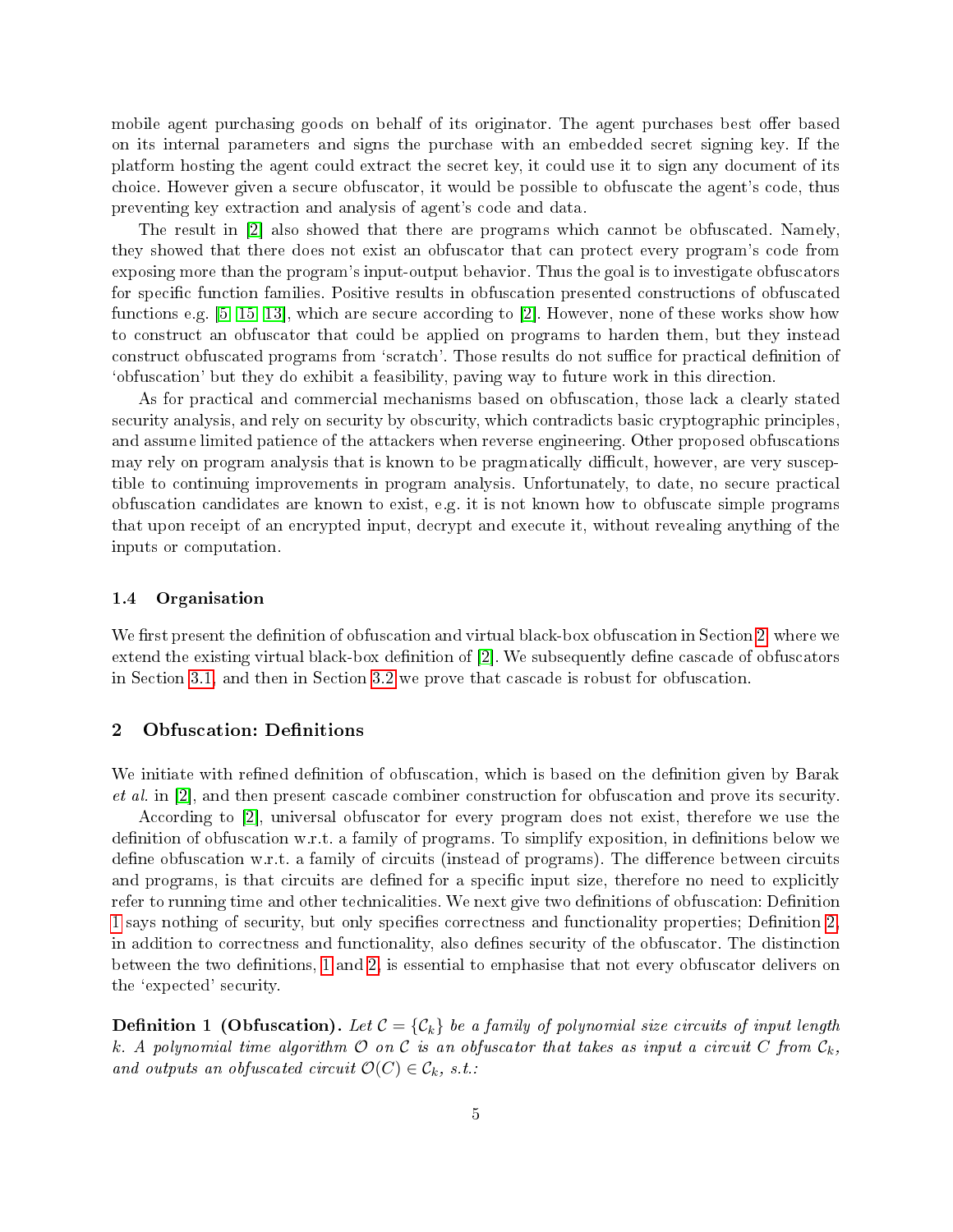mobile agent purchasing goods on behalf of its originator. The agent purchases best offer based on its internal parameters and signs the purchase with an embedded secret signing key. If the platform hosting the agent could extract the secret key, it could use it to sign any document of its choice. However given a secure obfuscator, it would be possible to obfuscate the agent's code, thus preventing key extraction and analysis of agent's code and data.

The result in [2] also showed that there are programs which cannot be obfuscated. Namely, they showed that there does not exist an obfuscator that can protect every program's code from exposing more than the program's input-output behavior. Thus the goal is to investigate obfuscators for specific function families. Positive results in obfuscation presented constructions of obfuscated functions e.g. [5, 15, 13], which are secure according to [2]. However, none of these works show how to construct an obfuscator that could be applied on programs to harden them, but they instead construct obfuscated programs from 'scratch'. Those results do not suffice for practical definition of 'obfuscation' but they do exhibit a feasibility, paving way to future work in this direction.

As for practical and commercial mechanisms based on obfuscation, those lack a clearly stated security analysis, and rely on security by obscurity, which contradicts basic cryptographic principles, and assume limited patience of the attackers when reverse engineering. Other proposed obfuscations may rely on program analysis that is known to be pragmatically difficult, however, are very susceptible to continuing improvements in program analysis. Unfortunately, to date, no secure practical obfuscation candidates are known to exist, e.g. it is not known how to obfuscate simple programs that upon receipt of an encrypted input, decrypt and execute it, without revealing anything of the inputs or computation.

### 1.4 Organisation

We first present the definition of obfuscation and virtual black-box obfuscation in Section 2, where we extend the existing virtual black-box definition of [2]. We subsequently define cascade of obfuscators in Section 3.1, and then in Section 3.2 we prove that cascade is robust for obfuscation.

## 2 Obfuscation: Definitions

We initiate with refined definition of obfuscation, which is based on the definition given by Barak *et al.* in [2], and then present cascade combiner construction for obfuscation and prove its security.

According to [2], universal obfuscator for every program does not exist, therefore we use the definition of obfuscation w.r.t. a family of programs. To simplify exposition, in definitions below we define obfuscation w.r.t. a family of circuits (instead of programs). The difference between circuits and programs, is that circuits are defined for a specific input size, therefore no need to explicitly refer to running time and other technicalities. We next give two definitions of obfuscation: Definition 1 says nothing of security, but only specifies correctness and functionality properties; Definition 2, in addition to correctness and functionality, also defines security of the obfuscator. The distinction between the two definitions, 1 and 2, is essential to emphasise that not every obfuscator delivers on the 'expected' security.

**Definition 1 (Obfuscation).** *Let $\mathcal{C} = \{\mathcal{C}_k\}$ be a family of polynomial size circuits of input length $k$. A polynomial time algorithm $\mathcal{O}$ on $\mathcal{C}$ is an obfuscator that takes as input a circuit $C$ from $\mathcal{C}_k$, and outputs an obfuscated circuit $\mathcal{O}(C) \in \mathcal{C}_k$, s.t.:*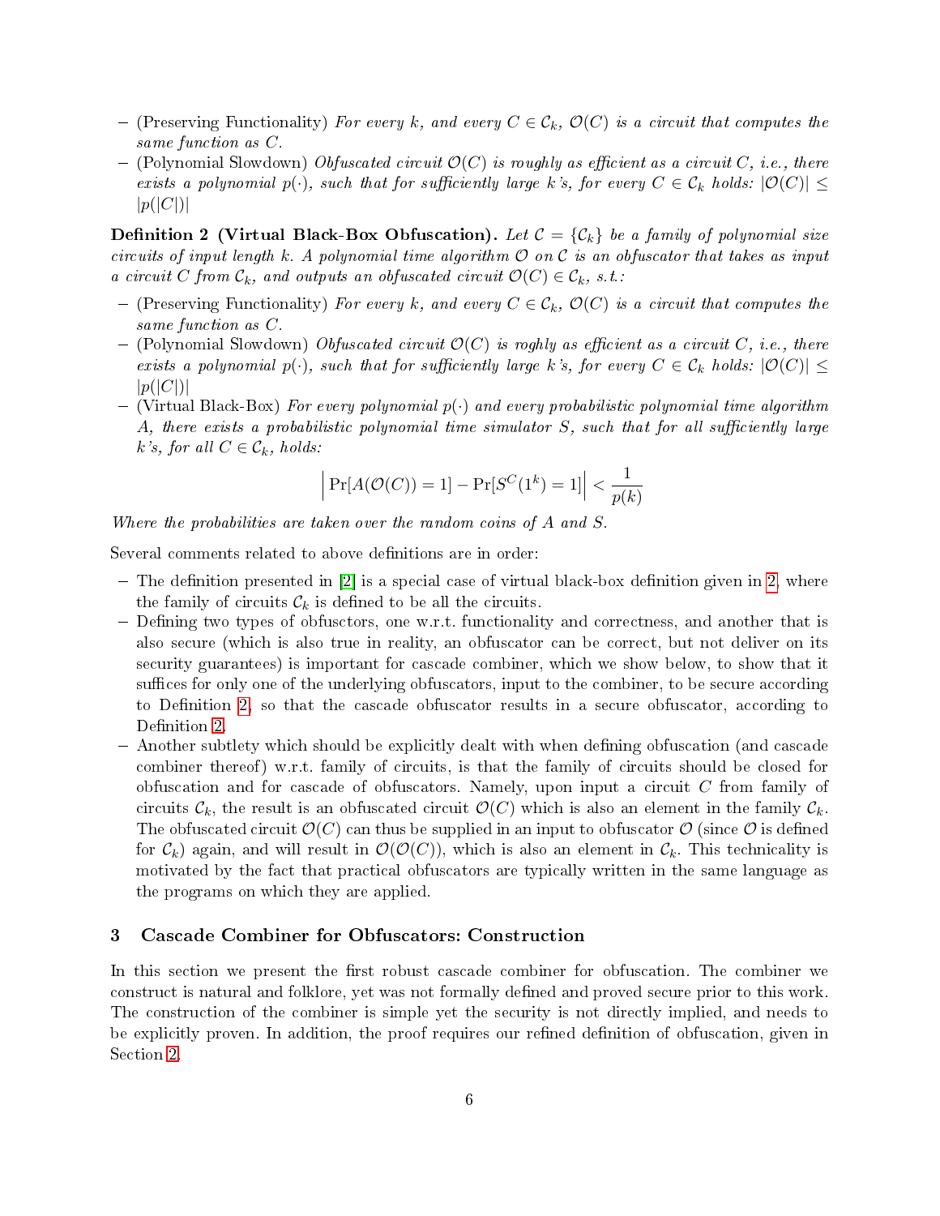- (Preserving Functionality) *For every $k$, and every $C \in \mathcal{C}_k$, $\mathcal{O}(C)$ is a circuit that computes the same function as $C$.*
- (Polynomial Slowdown) *Obfuscated circuit $\mathcal{O}(C)$ is roughly as efficient as a circuit $C$, i.e., there exists a polynomial $p(\cdot)$, such that for sufficiently large $k$'s, for every $C \in \mathcal{C}_k$ holds: $|\mathcal{O}(C)| \leq |p(|C|)|$*

**Definition 2 (Virtual Black-Box Obfuscation).** *Let $\mathcal{C} = \{\mathcal{C}_k\}$ be a family of polynomial size circuits of input length $k$. A polynomial time algorithm $\mathcal{O}$ on $\mathcal{C}$ is an obfuscator that takes as input a circuit $C$ from $\mathcal{C}_k$, and outputs an obfuscated circuit $\mathcal{O}(C) \in \mathcal{C}_k$, s.t.:*

- (Preserving Functionality) *For every $k$, and every $C \in \mathcal{C}_k$, $\mathcal{O}(C)$ is a circuit that computes the same function as $C$.*
- (Polynomial Slowdown) *Obfuscated circuit $\mathcal{O}(C)$ is roghly as efficient as a circuit $C$, i.e., there exists a polynomial $p(\cdot)$, such that for sufficiently large $k$'s, for every $C \in \mathcal{C}_k$ holds: $|\mathcal{O}(C)| \leq |p(|C|)|$*
- (Virtual Black-Box) *For every polynomial $p(\cdot)$ and every probabilistic polynomial time algorithm $A$, there exists a probabilistic polynomial time simulator $S$, such that for all sufficiently large $k$'s, for all $C \in \mathcal{C}_k$, holds:*

$$\left| \Pr[A(\mathcal{O}(C)) = 1] - \Pr[S^C(1^k) = 1] \right| < \frac{1}{p(k)}$$

*Where the probabilities are taken over the random coins of $A$ and $S$.*

Several comments related to above definitions are in order:

- The definition presented in [2] is a special case of virtual black-box definition given in 2, where the family of circuits $\mathcal{C}_k$ is defined to be all the circuits.
- Defining two types of obfusctors, one w.r.t. functionality and correctness, and another that is also secure (which is also true in reality, an obfuscator can be correct, but not deliver on its security guarantees) is important for cascade combiner, which we show below, to show that it suffices for only one of the underlying obfuscators, input to the combiner, to be secure according to Definition 2, so that the cascade obfuscator results in a secure obfuscator, according to Definition 2.
- Another subtlety which should be explicitly dealt with when defining obfuscation (and cascade combiner thereof) w.r.t. family of circuits, is that the family of circuits should be closed for obfuscation and for cascade of obfuscators. Namely, upon input a circuit $C$ from family of circuits $\mathcal{C}_k$, the result is an obfuscated circuit $\mathcal{O}(C)$ which is also an element in the family $\mathcal{C}_k$. The obfuscated circuit $\mathcal{O}(C)$ can thus be supplied in an input to obfuscator $\mathcal{O}$ (since $\mathcal{O}$ is defined for $\mathcal{C}_k$) again, and will result in $\mathcal{O}(\mathcal{O}(C))$, which is also an element in $\mathcal{C}_k$. This technicality is motivated by the fact that practical obfuscators are typically written in the same language as the programs on which they are applied.

## 3 Cascade Combiner for Obfuscators: Construction

In this section we present the first robust cascade combiner for obfuscation. The combiner we construct is natural and folklore, yet was not formally defined and proved secure prior to this work. The construction of the combiner is simple yet the security is not directly implied, and needs to be explicitly proven. In addition, the proof requires our refined definition of obfuscation, given in Section 2.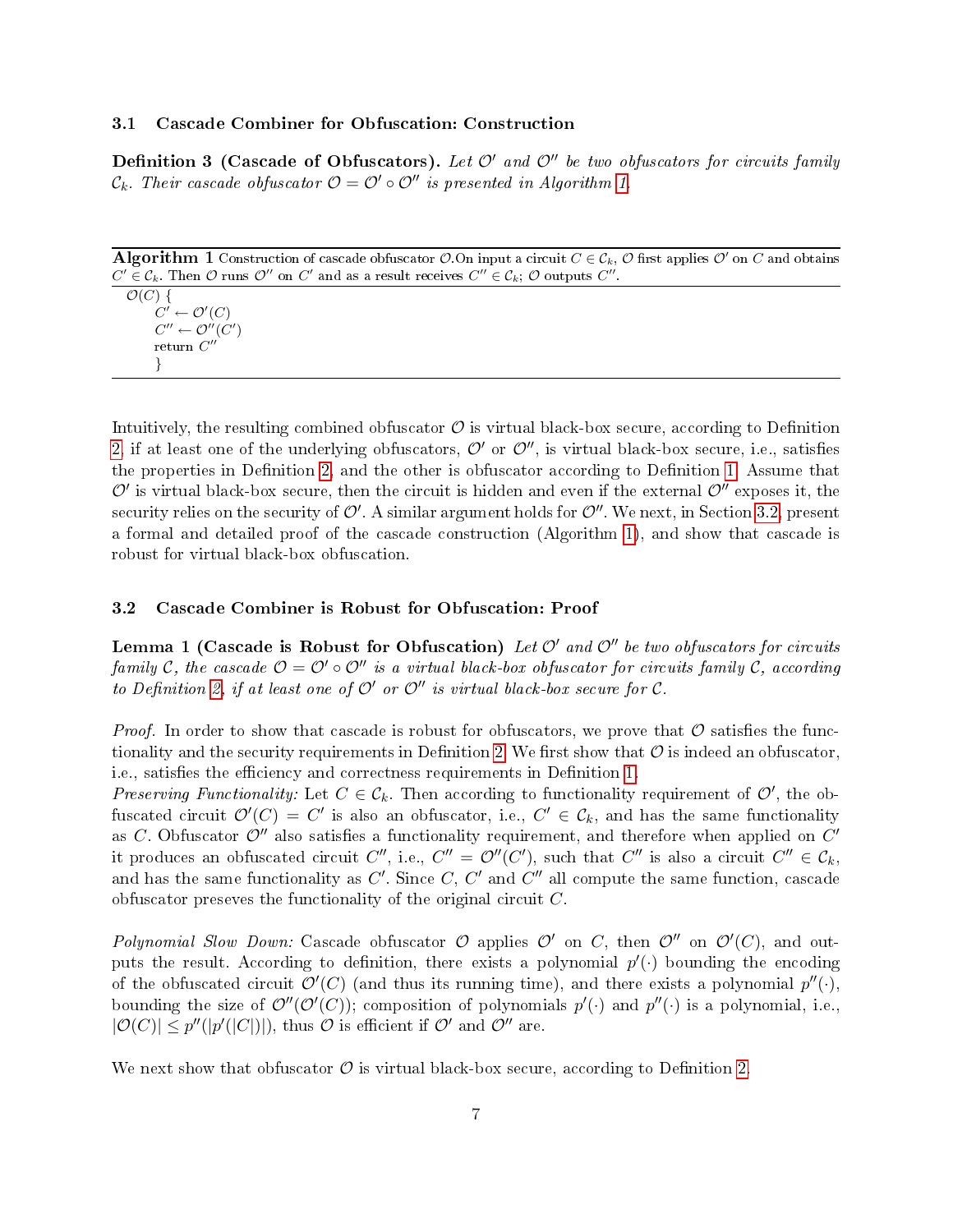### 3.1 Cascade Combiner for Obfuscation: Construction

**Definition 3 (Cascade of Obfuscators).** *Let $\mathcal{O}'$ and $\mathcal{O}''$ be two obfuscators for circuits family $\mathcal{C}_k$. Their cascade obfuscator $\mathcal{O} = \mathcal{O}' \circ \mathcal{O}''$ is presented in Algorithm 1.*

---

**Algorithm 1** Construction of cascade obfuscator $\mathcal{O}$.On input a circuit $C \in \mathcal{C}_k$, $\mathcal{O}$ first applies $\mathcal{O}'$ on $C$ and obtains $C' \in \mathcal{C}_k$. Then $\mathcal{O}$ runs $\mathcal{O}''$ on $C'$ and as a result receives $C'' \in \mathcal{C}_k$; $\mathcal{O}$ outputs $C''$.

---

```
O(C) {
    C' ← O'(C)
    C'' ← O''(C')
    return C''
    }
```

---

Intuitively, the resulting combined obfuscator $\mathcal{O}$ is virtual black-box secure, according to Definition 2, if at least one of the underlying obfuscators, $\mathcal{O}'$ or $\mathcal{O}''$, is virtual black-box secure, i.e., satisfies the properties in Definition 2, and the other is obfuscator according to Definition 1. Assume that $\mathcal{O}'$ is virtual black-box secure, then the circuit is hidden and even if the external $\mathcal{O}''$ exposes it, the security relies on the security of $\mathcal{O}'$. A similar argument holds for $\mathcal{O}''$. We next, in Section 3.2, present a formal and detailed proof of the cascade construction (Algorithm 1), and show that cascade is robust for virtual black-box obfuscation.

### 3.2 Cascade Combiner is Robust for Obfuscation: Proof

**Lemma 1 (Cascade is Robust for Obfuscation)** *Let $\mathcal{O}'$ and $\mathcal{O}''$ be two obfuscators for circuits family $\mathcal{C}$, the cascade $\mathcal{O} = \mathcal{O}' \circ \mathcal{O}''$ is a virtual black-box obfuscator for circuits family $\mathcal{C}$, according to Definition 2, if at least one of $\mathcal{O}'$ or $\mathcal{O}''$ is virtual black-box secure for $\mathcal{C}$.*

*Proof.* In order to show that cascade is robust for obfuscators, we prove that $\mathcal{O}$ satisfies the functionality and the security requirements in Definition 2. We first show that $\mathcal{O}$ is indeed an obfuscator, i.e., satisfies the efficiency and correctness requirements in Definition 1.

*Preserving Functionality:* Let $C \in \mathcal{C}_k$. Then according to functionality requirement of $\mathcal{O}'$, the obfuscated circuit $\mathcal{O}'(C) = C'$ is also an obfuscator, i.e., $C' \in \mathcal{C}_k$, and has the same functionality as $C$. Obfuscator $\mathcal{O}''$ also satisfies a functionality requirement, and therefore when applied on $C'$ it produces an obfuscated circuit $C''$, i.e., $C'' = \mathcal{O}''(C')$, such that $C''$ is also a circuit $C'' \in \mathcal{C}_k$, and has the same functionality as $C'$. Since $C$, $C'$ and $C''$ all compute the same function, cascade obfuscator preseves the functionality of the original circuit $C$.

*Polynomial Slow Down:* Cascade obfuscator $\mathcal{O}$ applies $\mathcal{O}'$ on $C$, then $\mathcal{O}''$ on $\mathcal{O}'(C)$, and outputs the result. According to definition, there exists a polynomial $p'(\cdot)$ bounding the encoding of the obfuscated circuit $\mathcal{O}'(C)$ (and thus its running time), and there exists a polynomial $p''(\cdot)$, bounding the size of $\mathcal{O}''(\mathcal{O}'(C))$; composition of polynomials $p'(\cdot)$ and $p''(\cdot)$ is a polynomial, i.e., $|\mathcal{O}(C)| \leq p''(|p'(|C|)|)$, thus $\mathcal{O}$ is efficient if $\mathcal{O}'$ and $\mathcal{O}''$ are.

We next show that obfuscator $\mathcal{O}$ is virtual black-box secure, according to Definition 2.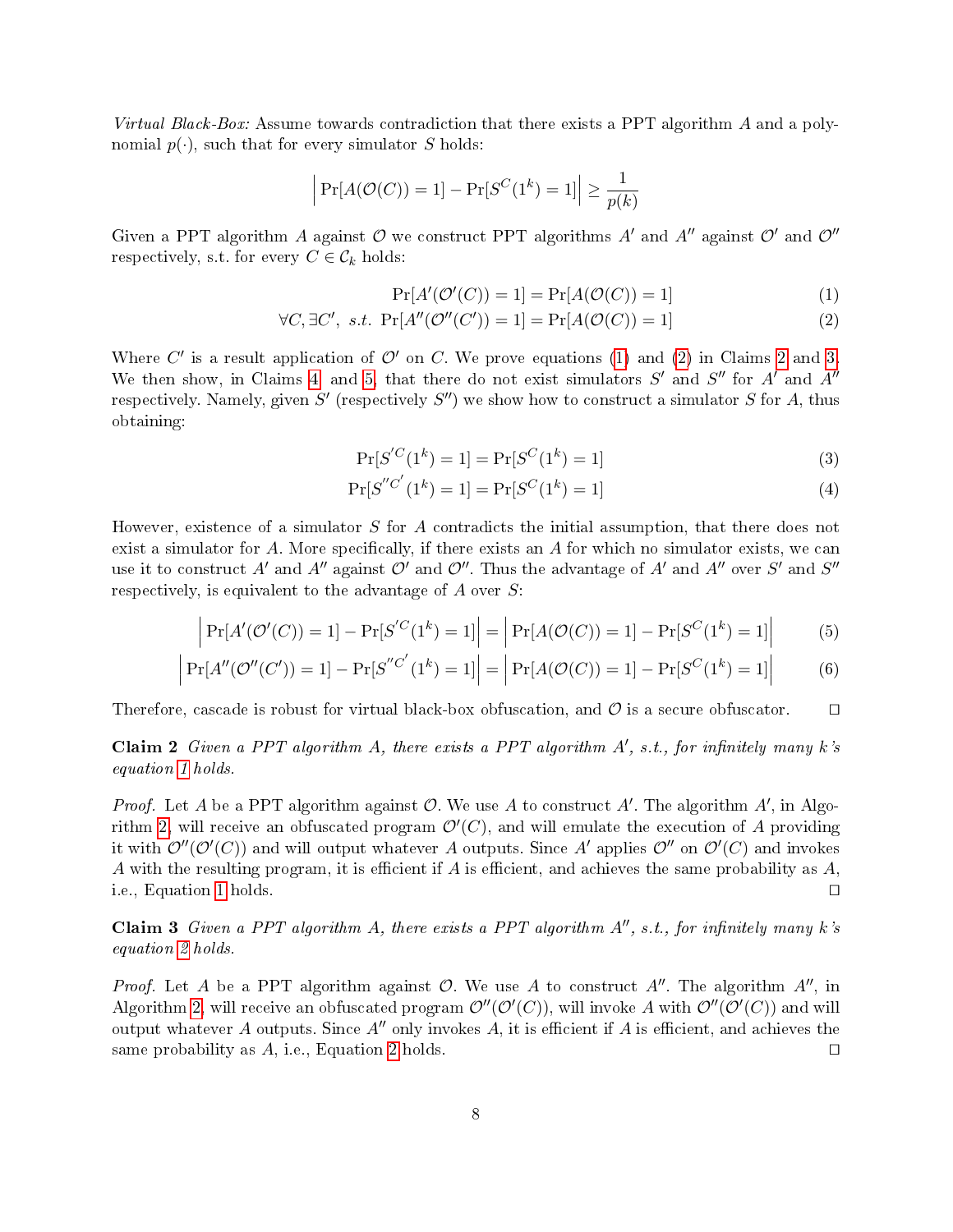*Virtual Black-Box:* Assume towards contradiction that there exists a PPT algorithm $A$ and a polynomial $p(\cdot)$, such that for every simulator $S$ holds:

$$\left|\Pr[A(\mathcal{O}(C)) = 1] - \Pr[S^C(1^k) = 1]\right| \geq \frac{1}{p(k)}$$

Given a PPT algorithm $A$ against $\mathcal{O}$ we construct PPT algorithms $A'$ and $A''$ against $\mathcal{O}'$ and $\mathcal{O}''$ respectively, s.t. for every $C \in \mathcal{C}_k$ holds:

$$\Pr[A'(\mathcal{O}'(C)) = 1] = \Pr[A(\mathcal{O}(C)) = 1] \tag{1}$$

$$\forall C, \exists C',\ s.t.\ \Pr[A''(\mathcal{O}''(C')) = 1] = \Pr[A(\mathcal{O}(C)) = 1] \tag{2}$$

Where $C'$ is a result application of $\mathcal{O}'$ on $C$. We prove equations (1) and (2) in Claims 2 and 3. We then show, in Claims 4 and 5, that there do not exist simulators $S'$ and $S''$ for $A'$ and $A''$ respectively. Namely, given $S'$ (respectively $S''$) we show how to construct a simulator $S$ for $A$, thus obtaining:

$$\Pr[S'^C(1^k) = 1] = \Pr[S^C(1^k) = 1] \tag{3}$$

$$\Pr[S''^{C'}(1^k) = 1] = \Pr[S^C(1^k) = 1] \tag{4}$$

However, existence of a simulator $S$ for $A$ contradicts the initial assumption, that there does not exist a simulator for $A$. More specifically, if there exists an $A$ for which no simulator exists, we can use it to construct $A'$ and $A''$ against $\mathcal{O}'$ and $\mathcal{O}''$. Thus the advantage of $A'$ and $A''$ over $S'$ and $S''$ respectively, is equivalent to the advantage of $A$ over $S$:

$$\left|\Pr[A'(\mathcal{O}'(C)) = 1] - \Pr[S'^C(1^k) = 1]\right| = \left|\Pr[A(\mathcal{O}(C)) = 1] - \Pr[S^C(1^k) = 1]\right| \tag{5}$$

$$\left|\Pr[A''(\mathcal{O}''(C')) = 1] - \Pr[S''^{C'}(1^k) = 1]\right| = \left|\Pr[A(\mathcal{O}(C)) = 1] - \Pr[S^C(1^k) = 1]\right| \tag{6}$$

Therefore, cascade is robust for virtual black-box obfuscation, and $\mathcal{O}$ is a secure obfuscator. □

**Claim 2** *Given a PPT algorithm A, there exists a PPT algorithm $A'$, s.t., for infinitely many k's equation 1 holds.*

*Proof.* Let $A$ be a PPT algorithm against $\mathcal{O}$. We use $A$ to construct $A'$. The algorithm $A'$, in Algorithm 2, will receive an obfuscated program $\mathcal{O}'(C)$, and will emulate the execution of $A$ providing it with $\mathcal{O}''(\mathcal{O}'(C))$ and will output whatever $A$ outputs. Since $A'$ applies $\mathcal{O}''$ on $\mathcal{O}'(C)$ and invokes $A$ with the resulting program, it is efficient if $A$ is efficient, and achieves the same probability as $A$, i.e., Equation 1 holds. □

**Claim 3** *Given a PPT algorithm A, there exists a PPT algorithm $A''$, s.t., for infinitely many k's equation 2 holds.*

*Proof.* Let $A$ be a PPT algorithm against $\mathcal{O}$. We use $A$ to construct $A''$. The algorithm $A''$, in Algorithm 2, will receive an obfuscated program $\mathcal{O}''(\mathcal{O}'(C))$, will invoke $A$ with $\mathcal{O}''(\mathcal{O}'(C))$ and will output whatever $A$ outputs. Since $A''$ only invokes $A$, it is efficient if $A$ is efficient, and achieves the same probability as $A$, i.e., Equation 2 holds. □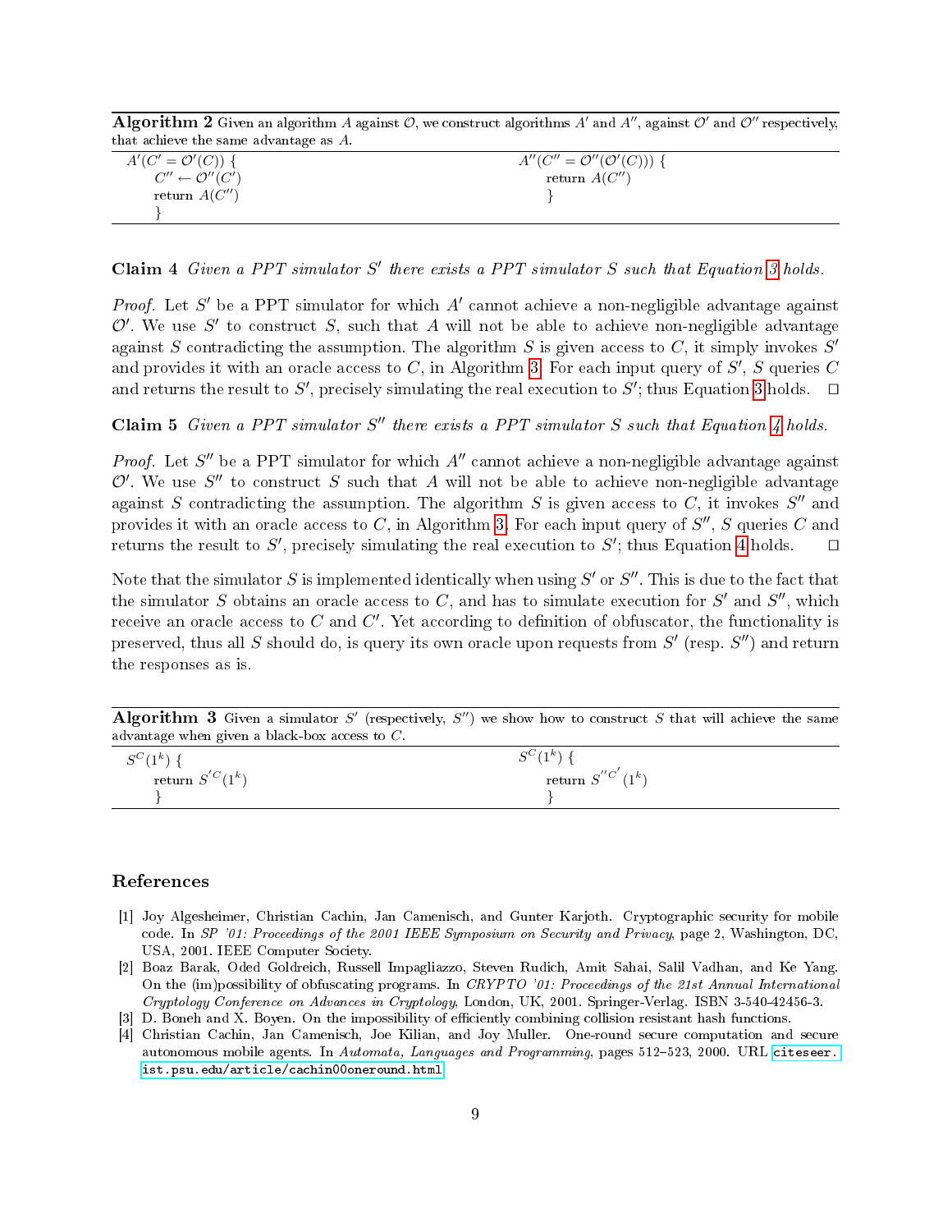**Algorithm 2** Given an algorithm $A$ against $\mathcal{O}$, we construct algorithms $A'$ and $A''$, against $\mathcal{O}'$ and $\mathcal{O}''$ respectively, that achieve the same advantage as $A$.

```
A'(C' = O'(C)) {                    A''(C'' = O''(O'(C))) {
    C'' ← O''(C')                        return A(C'')
    return A(C'')                        }
    }
```

**Claim 4** *Given a PPT simulator $S'$ there exists a PPT simulator $S$ such that Equation 3 holds.*

*Proof.* Let $S'$ be a PPT simulator for which $A'$ cannot achieve a non-negligible advantage against $\mathcal{O}'$. We use $S'$ to construct $S$, such that $A$ will not be able to achieve non-negligible advantage against $S$ contradicting the assumption. The algorithm $S$ is given access to $C$, it simply invokes $S'$ and provides it with an oracle access to $C$, in Algorithm 3. For each input query of $S'$, $S$ queries $C$ and returns the result to $S'$, precisely simulating the real execution to $S'$; thus Equation 3 holds. □

**Claim 5** *Given a PPT simulator $S''$ there exists a PPT simulator $S$ such that Equation 4 holds.*

*Proof.* Let $S''$ be a PPT simulator for which $A''$ cannot achieve a non-negligible advantage against $\mathcal{O}'$. We use $S''$ to construct $S$ such that $A$ will not be able to achieve non-negligible advantage against $S$ contradicting the assumption. The algorithm $S$ is given access to $C$, it invokes $S''$ and provides it with an oracle access to $C$, in Algorithm 3. For each input query of $S''$, $S$ queries $C$ and returns the result to $S'$, precisely simulating the real execution to $S'$; thus Equation 4 holds. □

Note that the simulator $S$ is implemented identically when using $S'$ or $S''$. This is due to the fact that the simulator $S$ obtains an oracle access to $C$, and has to simulate execution for $S'$ and $S''$, which receive an oracle access to $C$ and $C'$. Yet according to definition of obfuscator, the functionality is preserved, thus all $S$ should do, is query its own oracle upon requests from $S'$ (resp. $S''$) and return the responses as is.

**Algorithm 3** Given a simulator $S'$ (respectively, $S''$) we show how to construct $S$ that will achieve the same advantage when given a black-box access to $C$.

| | |
|---|---|
| $S^C(1^k)$ { | $S^C(1^k)$ { |
| return ${S'}^C(1^k)$ | return ${S''}^{C'}(1^k)$ |
| } | } |

## References

[1] Joy Algesheimer, Christian Cachin, Jan Camenisch, and Gunter Karjoth. Cryptographic security for mobile code. In *SP '01: Proceedings of the 2001 IEEE Symposium on Security and Privacy*, page 2, Washington, DC, USA, 2001. IEEE Computer Society.

[2] Boaz Barak, Oded Goldreich, Russell Impagliazzo, Steven Rudich, Amit Sahai, Salil Vadhan, and Ke Yang. On the (im)possibility of obfuscating programs. In *CRYPTO '01: Proceedings of the 21st Annual International Cryptology Conference on Advances in Cryptology*, London, UK, 2001. Springer-Verlag. ISBN 3-540-42456-3.

[3] D. Boneh and X. Boyen. On the impossibility of efficiently combining collision resistant hash functions.

[4] Christian Cachin, Jan Camenisch, Joe Kilian, and Joy Muller. One-round secure computation and secure autonomous mobile agents. In *Automata, Languages and Programming*, pages 512–523, 2000. URL citeseer.ist.psu.edu/article/cachin00oneround.html.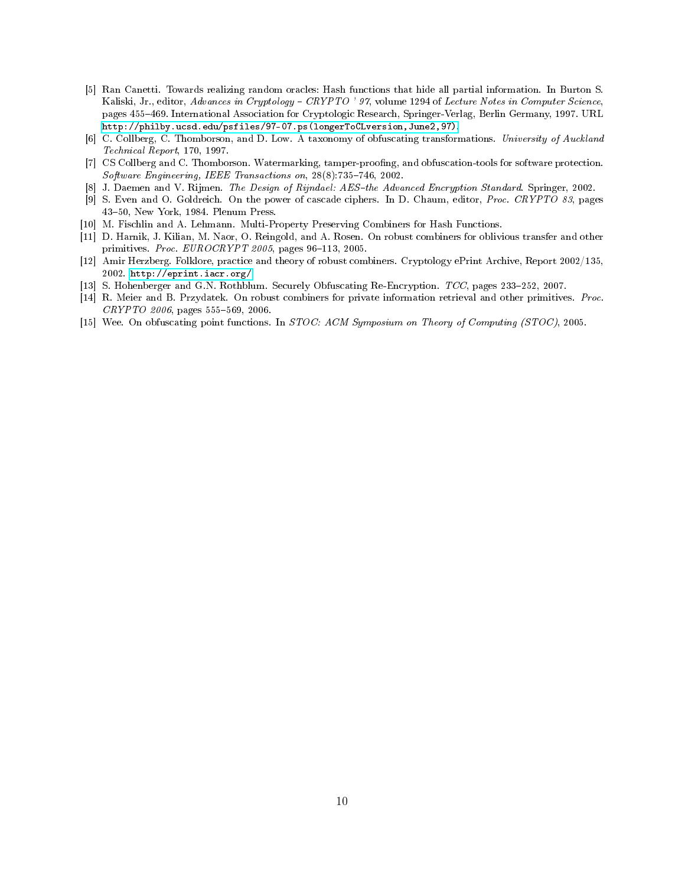[5] Ran Canetti. Towards realizing random oracles: Hash functions that hide all partial information. In Burton S. Kaliski, Jr., editor, *Advances in Cryptology - CRYPTO ' 97*, volume 1294 of *Lecture Notes in Computer Science*, pages 455–469. International Association for Cryptologic Research, Springer-Verlag, Berlin Germany, 1997. URL `http://philby.ucsd.edu/psfiles/97-07.ps(longerToCLversion,June2,97)`.

[6] C. Collberg, C. Thomborson, and D. Low. A taxonomy of obfuscating transformations. *University of Auckland Technical Report*, 170, 1997.

[7] CS Collberg and C. Thomborson. Watermarking, tamper-proofing, and obfuscation-tools for software protection. *Software Engineering, IEEE Transactions on*, 28(8):735–746, 2002.

[8] J. Daemen and V. Rijmen. *The Design of Rijndael: AES–the Advanced Encryption Standard*. Springer, 2002.

[9] S. Even and O. Goldreich. On the power of cascade ciphers. In D. Chaum, editor, *Proc. CRYPTO 83*, pages 43–50, New York, 1984. Plenum Press.

[10] M. Fischlin and A. Lehmann. Multi-Property Preserving Combiners for Hash Functions.

[11] D. Harnik, J. Kilian, M. Naor, O. Reingold, and A. Rosen. On robust combiners for oblivious transfer and other primitives. *Proc. EUROCRYPT 2005*, pages 96–113, 2005.

[12] Amir Herzberg. Folklore, practice and theory of robust combiners. Cryptology ePrint Archive, Report 2002/135, 2002. `http://eprint.iacr.org/`.

[13] S. Hohenberger and G.N. Rothblum. Securely Obfuscating Re-Encryption. *TCC*, pages 233–252, 2007.

[14] R. Meier and B. Przydatek. On robust combiners for private information retrieval and other primitives. *Proc. CRYPTO 2006*, pages 555–569, 2006.

[15] Wee. On obfuscating point functions. In *STOC: ACM Symposium on Theory of Computing (STOC)*, 2005.